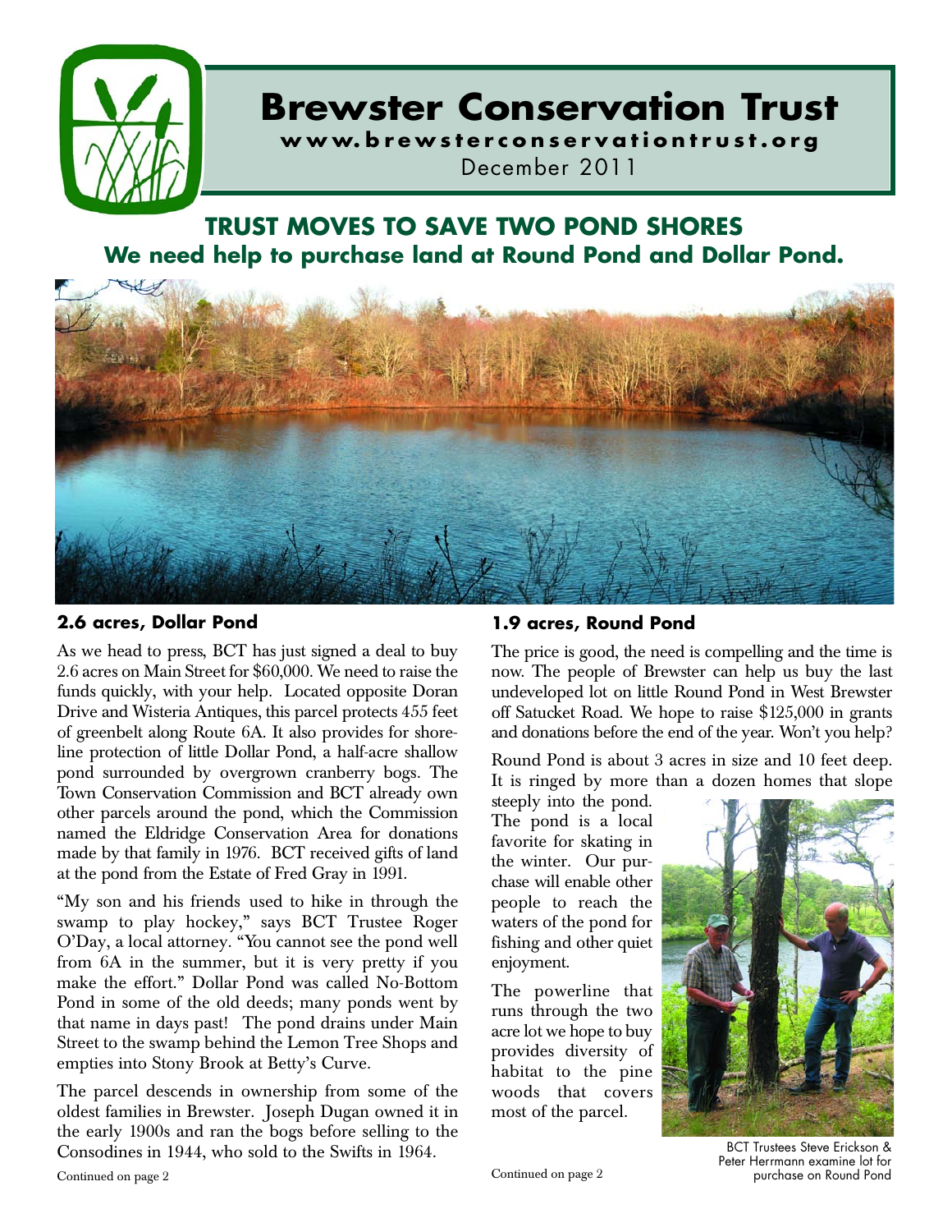# Brewster Conservation Trust

**www.brewsterconservationtrust.org**

December 2011

## TRUST MOVES TO SAVE TWO POND SHORES

### We need help to purchase land at Round Pond and Dollar Pond.

### 2.6 acres, Dollar Pond

As we head to press, BCT has just signed a deal to buy 2.6 acres on Main Street for $60,000. We need to raise the funds quickly, with your help. Located opposite Doran Drive and Wisteria Antiques, this parcel protects 455 feet of greenbelt along Route 6A. It also provides for shoreline protection of little Dollar Pond, a half-acre shallow pond surrounded by overgrown cranberry bogs. The Town Conservation Commission and BCT already own other parcels around the pond, which the Commission named the Eldridge Conservation Area for donations made by that family in 1976. BCT received gifts of land at the pond from the Estate of Fred Gray in 1991.

"My son and his friends used to hike in through the swamp to play hockey," says BCT Trustee Roger O'Day, a local attorney. "You cannot see the pond well from 6A in the summer, but it is very pretty if you make the effort." Dollar Pond was called No-Bottom Pond in some of the old deeds; many ponds went by that name in days past! The pond drains under Main Street to the swamp behind the Lemon Tree Shops and empties into Stony Brook at Betty's Curve.

The parcel descends in ownership from some of the oldest families in Brewster. Joseph Dugan owned it in the early 1900s and ran the bogs before selling to the Consodines in 1944, who sold to the Swifts in 1964.

Continued on page 2

### 1.9 acres, Round Pond

The price is good, the need is compelling and the time is now. The people of Brewster can help us buy the last undeveloped lot on little Round Pond in West Brewster off Satucket Road. We hope to raise $125,000 in grants and donations before the end of the year. Won't you help?

Round Pond is about 3 acres in size and 10 feet deep. It is ringed by more than a dozen homes that slope steeply into the pond. The pond is a local favorite for skating in the winter. Our purchase will enable other people to reach the waters of the pond for fishing and other quiet enjoyment.

The powerline that runs through the two acre lot we hope to buy provides diversity of habitat to the pine woods that covers most of the parcel.

BCT Trustees Steve Erickson & Peter Herrmann examine lot for purchase on Round Pond

Continued on page 2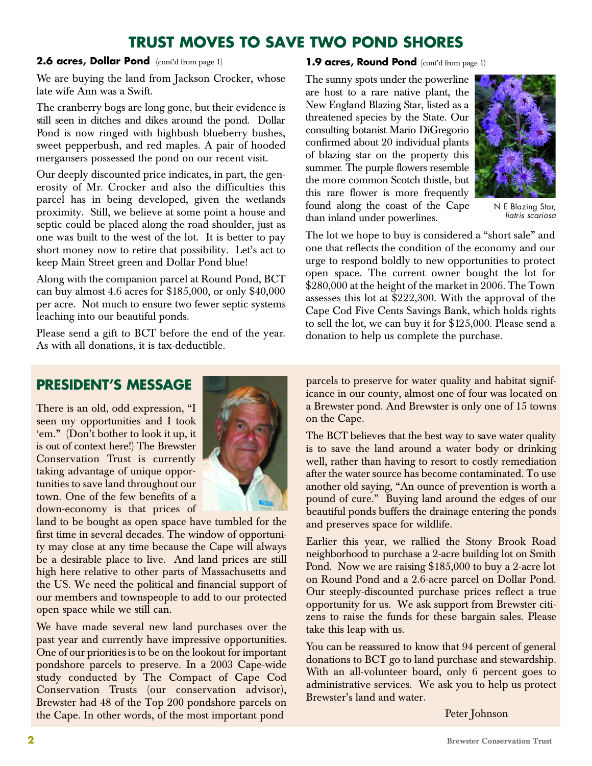# TRUST MOVES TO SAVE TWO POND SHORES

## 2.6 acres, Dollar Pond (cont'd from page 1)

We are buying the land from Jackson Crocker, whose late wife Ann was a Swift.

The cranberry bogs are long gone, but their evidence is still seen in ditches and dikes around the pond. Dollar Pond is now ringed with highbush blueberry bushes, sweet pepperbush, and red maples. A pair of hooded mergansers possessed the pond on our recent visit.

Our deeply discounted price indicates, in part, the generosity of Mr. Crocker and also the difficulties this parcel has in being developed, given the wetlands proximity. Still, we believe at some point a house and septic could be placed along the road shoulder, just as one was built to the west of the lot. It is better to pay short money now to retire that possibility. Let's act to keep Main Street green and Dollar Pond blue!

Along with the companion parcel at Round Pond, BCT can buy almost 4.6 acres for $185,000, or only $40,000 per acre. Not much to ensure two fewer septic systems leaching into our beautiful ponds.

Please send a gift to BCT before the end of the year. As with all donations, it is tax-deductible.

## 1.9 acres, Round Pond (cont'd from page 1)

The sunny spots under the powerline are host to a rare native plant, the New England Blazing Star, listed as a threatened species by the State. Our consulting botanist Mario DiGregorio confirmed about 20 individual plants of blazing star on the property this summer. The purple flowers resemble the more common Scotch thistle, but this rare flower is more frequently found along the coast of the Cape than inland under powerlines.

N E Blazing Star, *liatris scariosa*

The lot we hope to buy is considered a "short sale" and one that reflects the condition of the economy and our urge to respond boldly to new opportunities to protect open space. The current owner bought the lot for $280,000 at the height of the market in 2006. The Town assesses this lot at $222,300. With the approval of the Cape Cod Five Cents Savings Bank, which holds rights to sell the lot, we can buy it for $125,000. Please send a donation to help us complete the purchase.

## PRESIDENT'S MESSAGE

There is an old, odd expression, "I seen my opportunities and I took 'em." (Don't bother to look it up, it is out of context here!) The Brewster Conservation Trust is currently taking advantage of unique opportunities to save land throughout our town. One of the few benefits of a down-economy is that prices of land to be bought as open space have tumbled for the first time in several decades. The window of opportunity may close at any time because the Cape will always be a desirable place to live. And land prices are still high here relative to other parts of Massachusetts and the US. We need the political and financial support of our members and townspeople to add to our protected open space while we still can.

We have made several new land purchases over the past year and currently have impressive opportunities. One of our priorities is to be on the lookout for important pondshore parcels to preserve. In a 2003 Cape-wide study conducted by The Compact of Cape Cod Conservation Trusts (our conservation advisor), Brewster had 48 of the Top 200 pondshore parcels on the Cape. In other words, of the most important pond parcels to preserve for water quality and habitat significance in our county, almost one of four was located on a Brewster pond. And Brewster is only one of 15 towns on the Cape.

The BCT believes that the best way to save water quality is to save the land around a water body or drinking well, rather than having to resort to costly remediation after the water source has become contaminated. To use another old saying, "An ounce of prevention is worth a pound of cure." Buying land around the edges of our beautiful ponds buffers the drainage entering the ponds and preserves space for wildlife.

Earlier this year, we rallied the Stony Brook Road neighborhood to purchase a 2-acre building lot on Smith Pond. Now we are raising $185,000 to buy a 2-acre lot on Round Pond and a 2.6-acre parcel on Dollar Pond. Our steeply-discounted purchase prices reflect a true opportunity for us. We ask support from Brewster citizens to raise the funds for these bargain sales. Please take this leap with us.

You can be reassured to know that 94 percent of general donations to BCT go to land purchase and stewardship. With an all-volunteer board, only 6 percent goes to administrative services. We ask you to help us protect Brewster's land and water.

Peter Johnson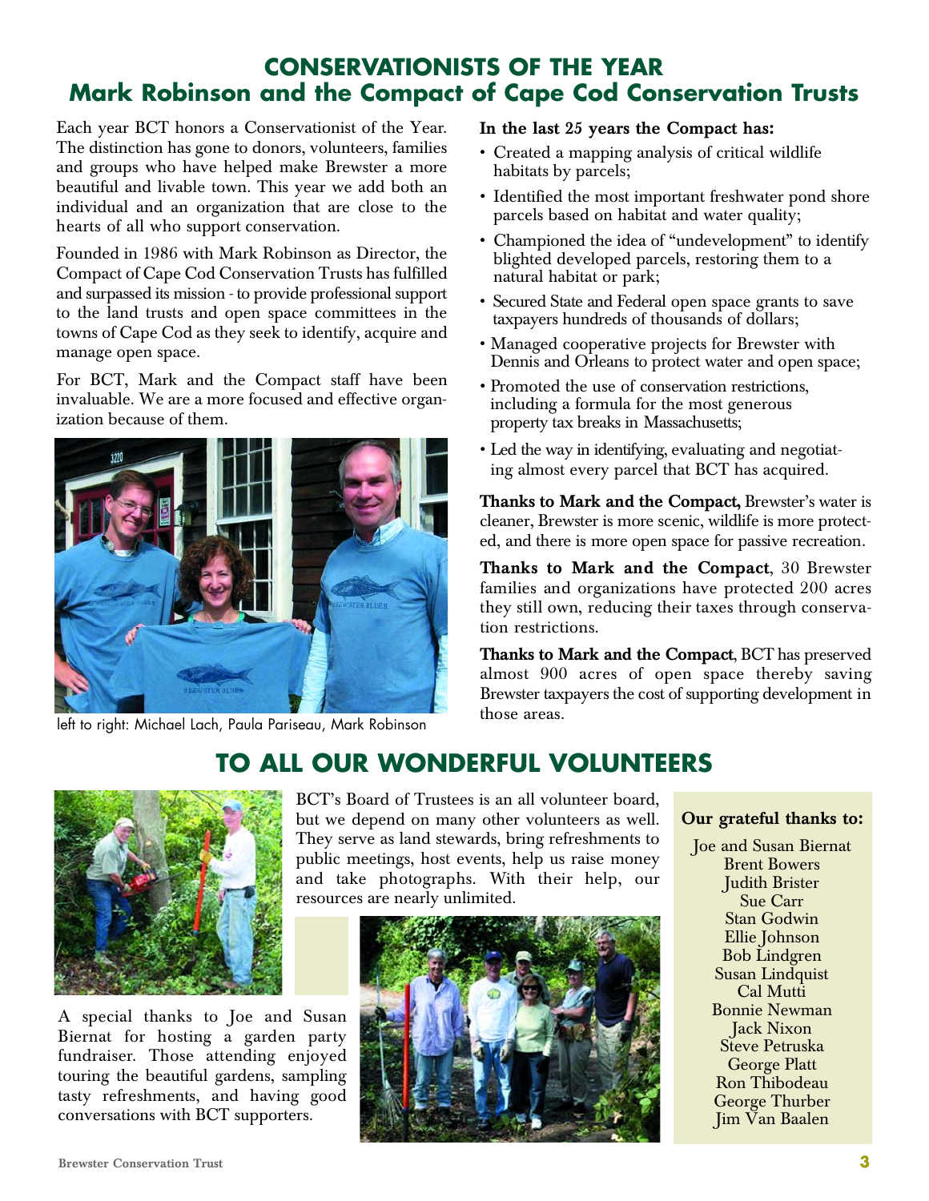# CONSERVATIONISTS OF THE YEAR
## Mark Robinson and the Compact of Cape Cod Conservation Trusts

Each year BCT honors a Conservationist of the Year. The distinction has gone to donors, volunteers, families and groups who have helped make Brewster a more beautiful and livable town. This year we add both an individual and an organization that are close to the hearts of all who support conservation.

Founded in 1986 with Mark Robinson as Director, the Compact of Cape Cod Conservation Trusts has fulfilled and surpassed its mission - to provide professional support to the land trusts and open space committees in the towns of Cape Cod as they seek to identify, acquire and manage open space.

For BCT, Mark and the Compact staff have been invaluable. We are a more focused and effective organization because of them.

left to right: Michael Lach, Paula Pariseau, Mark Robinson

**In the last 25 years the Compact has:**

- Created a mapping analysis of critical wildlife habitats by parcels;
- Identified the most important freshwater pond shore parcels based on habitat and water quality;
- Championed the idea of "undevelopment" to identify blighted developed parcels, restoring them to a natural habitat or park;
- Secured State and Federal open space grants to save taxpayers hundreds of thousands of dollars;
- Managed cooperative projects for Brewster with Dennis and Orleans to protect water and open space;
- Promoted the use of conservation restrictions, including a formula for the most generous property tax breaks in Massachusetts;
- Led the way in identifying, evaluating and negotiating almost every parcel that BCT has acquired.

**Thanks to Mark and the Compact,** Brewster's water is cleaner, Brewster is more scenic, wildlife is more protected, and there is more open space for passive recreation.

**Thanks to Mark and the Compact**, 30 Brewster families and organizations have protected 200 acres they still own, reducing their taxes through conservation restrictions.

**Thanks to Mark and the Compact**, BCT has preserved almost 900 acres of open space thereby saving Brewster taxpayers the cost of supporting development in those areas.

# TO ALL OUR WONDERFUL VOLUNTEERS

BCT's Board of Trustees is an all volunteer board, but we depend on many other volunteers as well. They serve as land stewards, bring refreshments to public meetings, host events, help us raise money and take photographs. With their help, our resources are nearly unlimited.

A special thanks to Joe and Susan Biernat for hosting a garden party fundraiser. Those attending enjoyed touring the beautiful gardens, sampling tasty refreshments, and having good conversations with BCT supporters.

**Our grateful thanks to:**

Joe and Susan Biernat
Brent Bowers
Judith Brister
Sue Carr
Stan Godwin
Ellie Johnson
Bob Lindgren
Susan Lindquist
Cal Mutti
Bonnie Newman
Jack Nixon
Steve Petruska
George Platt
Ron Thibodeau
George Thurber
Jim Van Baalen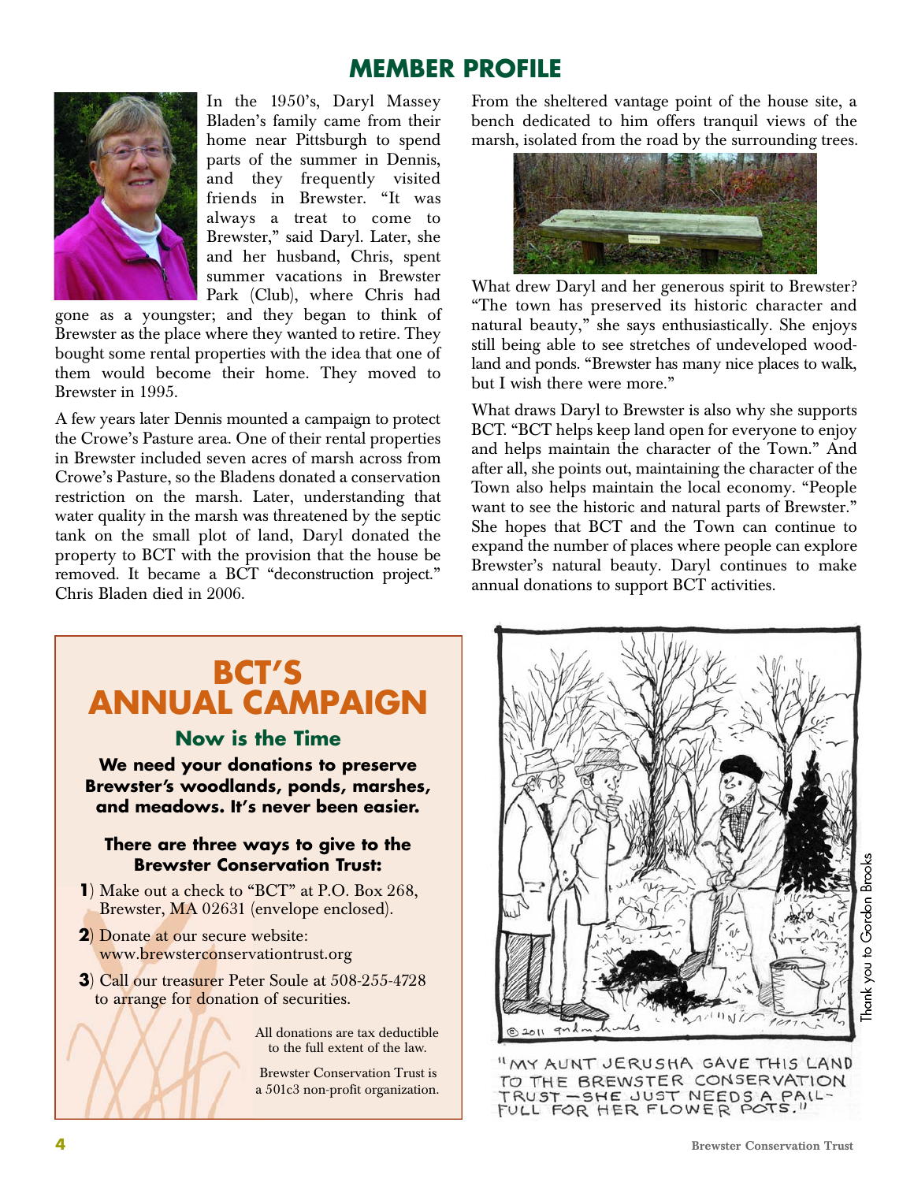# MEMBER PROFILE

In the 1950's, Daryl Massey Bladen's family came from their home near Pittsburgh to spend parts of the summer in Dennis, and they frequently visited friends in Brewster. "It was always a treat to come to Brewster," said Daryl. Later, she and her husband, Chris, spent summer vacations in Brewster Park (Club), where Chris had gone as a youngster; and they began to think of Brewster as the place where they wanted to retire. They bought some rental properties with the idea that one of them would become their home. They moved to Brewster in 1995.

A few years later Dennis mounted a campaign to protect the Crowe's Pasture area. One of their rental properties in Brewster included seven acres of marsh across from Crowe's Pasture, so the Bladens donated a conservation restriction on the marsh. Later, understanding that water quality in the marsh was threatened by the septic tank on the small plot of land, Daryl donated the property to BCT with the provision that the house be removed. It became a BCT "deconstruction project." Chris Bladen died in 2006.

From the sheltered vantage point of the house site, a bench dedicated to him offers tranquil views of the marsh, isolated from the road by the surrounding trees.

What drew Daryl and her generous spirit to Brewster? "The town has preserved its historic character and natural beauty," she says enthusiastically. She enjoys still being able to see stretches of undeveloped woodland and ponds. "Brewster has many nice places to walk, but I wish there were more."

What draws Daryl to Brewster is also why she supports BCT. "BCT helps keep land open for everyone to enjoy and helps maintain the character of the Town." And after all, she points out, maintaining the character of the Town also helps maintain the local economy. "People want to see the historic and natural parts of Brewster." She hopes that BCT and the Town can continue to expand the number of places where people can explore Brewster's natural beauty. Daryl continues to make annual donations to support BCT activities.

## BCT'S ANNUAL CAMPAIGN

### Now is the Time

**We need your donations to preserve Brewster's woodlands, ponds, marshes, and meadows. It's never been easier.**

**There are three ways to give to the Brewster Conservation Trust:**

**1**) Make out a check to "BCT" at P.O. Box 268, Brewster, MA 02631 (envelope enclosed).

**2**) Donate at our secure website: www.brewsterconservationtrust.org

**3**) Call our treasurer Peter Soule at 508-255-4728 to arrange for donation of securities.

All donations are tax deductible to the full extent of the law.

Brewster Conservation Trust is a 501c3 non-profit organization.

"MY AUNT JERUSHA GAVE THIS LAND TO THE BREWSTER CONSERVATION TRUST—SHE JUST NEEDS A PAIL-FULL FOR HER FLOWER POTS."

Thank you to Gordon Brooks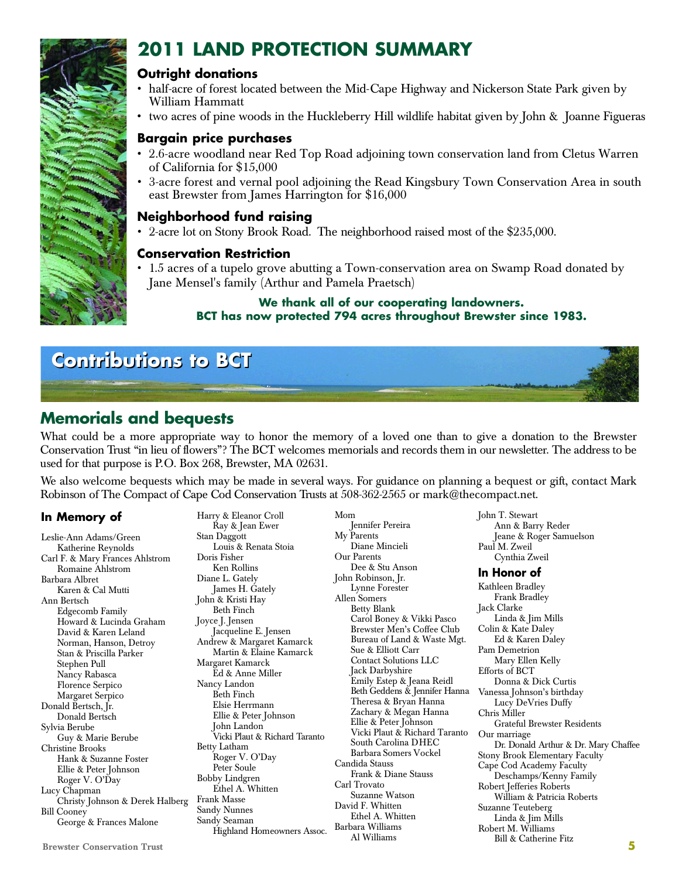# 2011 LAND PROTECTION SUMMARY

### Outright donations

- half-acre of forest located between the Mid-Cape Highway and Nickerson State Park given by William Hammatt
- two acres of pine woods in the Huckleberry Hill wildlife habitat given by John & Joanne Figueras

### Bargain price purchases

- 2.6-acre woodland near Red Top Road adjoining town conservation land from Cletus Warren of California for $15,000
- 3-acre forest and vernal pool adjoining the Read Kingsbury Town Conservation Area in south east Brewster from James Harrington for $16,000

### Neighborhood fund raising

- 2-acre lot on Stony Brook Road. The neighborhood raised most of the $235,000.

### Conservation Restriction

- 1.5 acres of a tupelo grove abutting a Town-conservation area on Swamp Road donated by Jane Mensel's family (Arthur and Pamela Praetsch)

**We thank all of our cooperating landowners.**
**BCT has now protected 794 acres throughout Brewster since 1983.**

# Contributions to BCT

## Memorials and bequests

What could be a more appropriate way to honor the memory of a loved one than to give a donation to the Brewster Conservation Trust "in lieu of flowers"? The BCT welcomes memorials and records them in our newsletter. The address to be used for that purpose is P.O. Box 268, Brewster, MA 02631.

We also welcome bequests which may be made in several ways. For guidance on planning a bequest or gift, contact Mark Robinson of The Compact of Cape Cod Conservation Trusts at 508-362-2565 or mark@thecompact.net.

### In Memory of

Leslie-Ann Adams/Green
- Katherine Reynolds

Carl F. & Mary Frances Ahlstrom
- Romaine Ahlstrom

Barbara Albret
- Karen & Cal Mutti

Ann Bertsch
- Edgecomb Family
- Howard & Lucinda Graham
- David & Karen Leland
- Norman, Hanson, Detroy
- Stan & Priscilla Parker
- Stephen Pull
- Nancy Rabasca
- Florence Serpico
- Margaret Serpico

Donald Bertsch, Jr.
- Donald Bertsch

Sylvia Berube
- Guy & Marie Berube

Christine Brooks
- Hank & Suzanne Foster
- Ellie & Peter Johnson
- Roger V. O'Day

Lucy Chapman
- Christy Johnson & Derek Halberg

Bill Cooney
- George & Frances Malone

Harry & Eleanor Croll
- Ray & Jean Ewer

Stan Daggott
- Louis & Renata Stoia

Doris Fisher
- Ken Rollins

Diane L. Gately
- James H. Gately

John & Kristi Hay
- Beth Finch

Joyce J. Jensen
- Jacqueline E. Jensen

Andrew & Margaret Kamarck
- Martin & Elaine Kamarck

Margaret Kamarck
- Ed & Anne Miller

Nancy Landon
- Beth Finch
- Elsie Herrmann
- Ellie & Peter Johnson
- John Landon
- Vicki Plaut & Richard Taranto

Betty Latham
- Roger V. O'Day
- Peter Soule

Bobby Lindgren
- Ethel A. Whitten

Frank Masse

Sandy Nunnes

Sandy Seaman
- Highland Homeowners Assoc.

Mom
- Jennifer Pereira

My Parents
- Diane Mincieli

Our Parents
- Dee & Stu Anson

John Robinson, Jr.
- Lynne Forester

Allen Somers
- Betty Blank
- Carol Boney & Vikki Pasco
- Brewster Men's Coffee Club
- Bureau of Land & Waste Mgt.
- Sue & Elliott Carr
- Contact Solutions LLC
- Jack Darbyshire
- Emily Estep & Jeana Reidl
- Beth Geddens & Jennifer Hanna
- Theresa & Bryan Hanna
- Zachary & Megan Hanna
- Ellie & Peter Johnson
- Vicki Plaut & Richard Taranto
- South Carolina DHEC
- Barbara Somers Vockel

Candida Stauss
- Frank & Diane Stauss

Carl Trovato
- Suzanne Watson

David F. Whitten
- Ethel A. Whitten

Barbara Williams
- Al Williams

John T. Stewart
- Ann & Barry Reder
- Jeane & Roger Samuelson

Paul M. Zweil
- Cynthia Zweil

### In Honor of

Kathleen Bradley
- Frank Bradley

Jack Clarke
- Linda & Jim Mills

Colin & Kate Daley
- Ed & Karen Daley

Pam Demetrion
- Mary Ellen Kelly

Efforts of BCT
- Donna & Dick Curtis

Vanessa Johnson's birthday
- Lucy DeVries Duffy

Chris Miller
- Grateful Brewster Residents

Our marriage
- Dr. Donald Arthur & Dr. Mary Chaffee

Stony Brook Elementary Faculty

Cape Cod Academy Faculty
- Deschamps/Kenny Family

Robert Jefferies Roberts
- William & Patricia Roberts

Suzanne Teuteberg
- Linda & Jim Mills

Robert M. Williams
- Bill & Catherine Fitz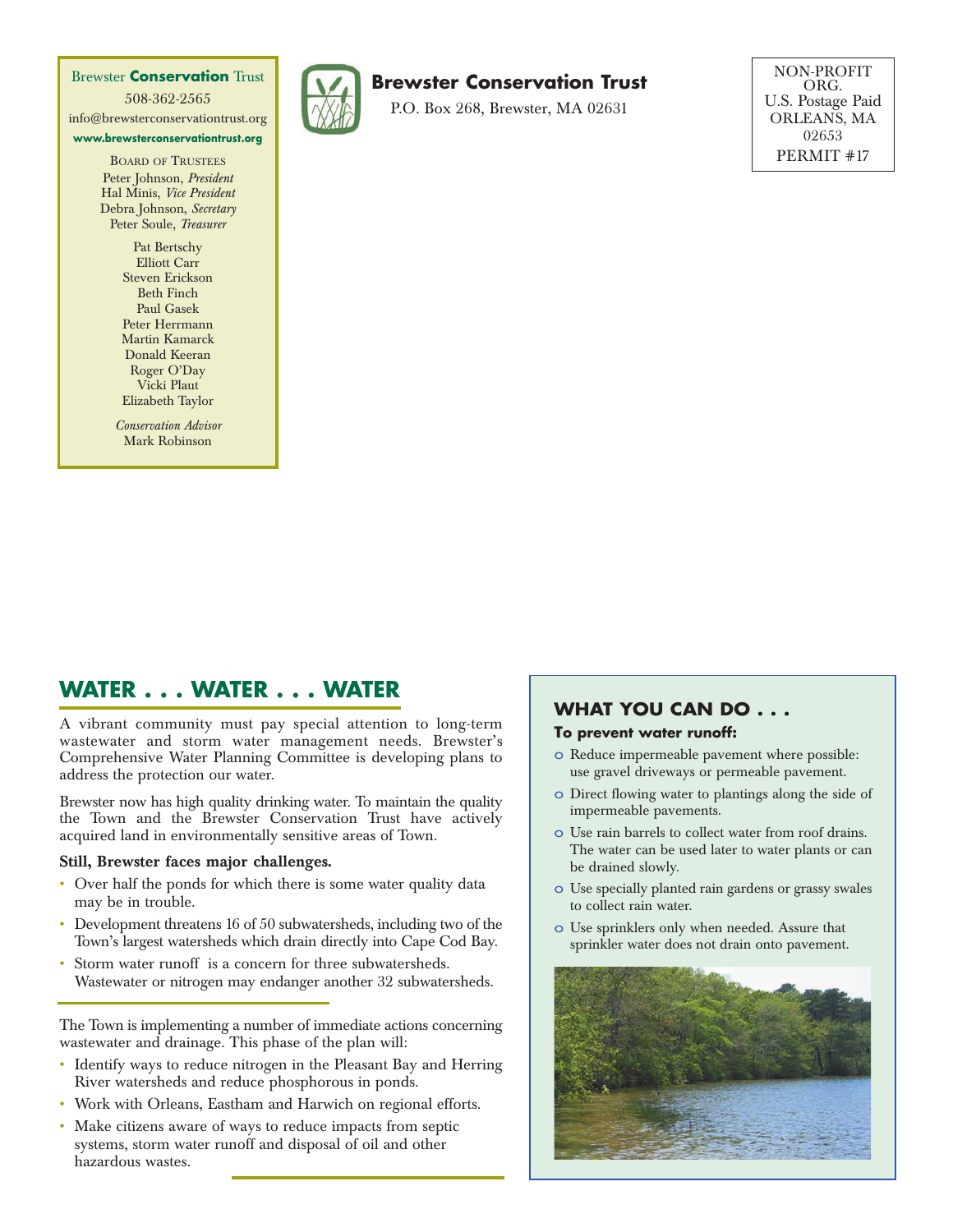Brewster **Conservation** Trust
508-362-2565
info@brewsterconservationtrust.org
**www.brewsterconservationtrust.org**

BOARD OF TRUSTEES
Peter Johnson, *President*
Hal Minis, *Vice President*
Debra Johnson, *Secretary*
Peter Soule, *Treasurer*

Pat Bertschy
Elliott Carr
Steven Erickson
Beth Finch
Paul Gasek
Peter Herrmann
Martin Kamarck
Donald Keeran
Roger O'Day
Vicki Plaut
Elizabeth Taylor

*Conservation Advisor*
Mark Robinson

**Brewster Conservation Trust**
P.O. Box 268, Brewster, MA 02631

NON-PROFIT ORG.
U.S. Postage Paid
ORLEANS, MA 02653
PERMIT #17

## WATER . . . WATER . . . WATER

A vibrant community must pay special attention to long-term wastewater and storm water management needs. Brewster's Comprehensive Water Planning Committee is developing plans to address the protection our water.

Brewster now has high quality drinking water. To maintain the quality the Town and the Brewster Conservation Trust have actively acquired land in environmentally sensitive areas of Town.

**Still, Brewster faces major challenges.**

- Over half the ponds for which there is some water quality data may be in trouble.
- Development threatens 16 of 50 subwatersheds, including two of the Town's largest watersheds which drain directly into Cape Cod Bay.
- Storm water runoff is a concern for three subwatersheds. Wastewater or nitrogen may endanger another 32 subwatersheds.

The Town is implementing a number of immediate actions concerning wastewater and drainage. This phase of the plan will:

- Identify ways to reduce nitrogen in the Pleasant Bay and Herring River watersheds and reduce phosphorous in ponds.
- Work with Orleans, Eastham and Harwich on regional efforts.
- Make citizens aware of ways to reduce impacts from septic systems, storm water runoff and disposal of oil and other hazardous wastes.

### WHAT YOU CAN DO . . .

**To prevent water runoff:**

- Reduce impermeable pavement where possible: use gravel driveways or permeable pavement.
- Direct flowing water to plantings along the side of impermeable pavements.
- Use rain barrels to collect water from roof drains. The water can be used later to water plants or can be drained slowly.
- Use specially planted rain gardens or grassy swales to collect rain water.
- Use sprinklers only when needed. Assure that sprinkler water does not drain onto pavement.